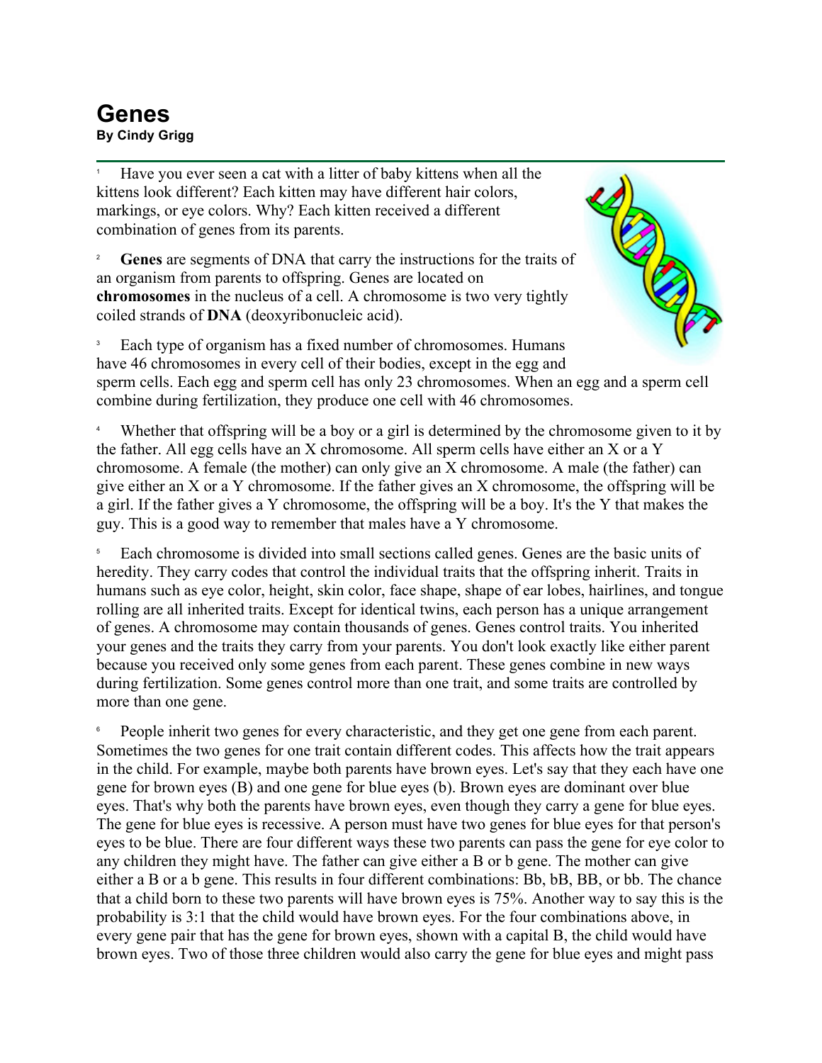# Genes

**By Cindy Grigg**

[1] Have you ever seen a cat with a litter of baby kittens when all the kittens look different? Each kitten may have different hair colors, markings, or eye colors. Why? Each kitten received a different combination of genes from its parents.

[2] **Genes** are segments of DNA that carry the instructions for the traits of an organism from parents to offspring. Genes are located on **chromosomes** in the nucleus of a cell. A chromosome is two very tightly coiled strands of **DNA** (deoxyribonucleic acid).

[3] Each type of organism has a fixed number of chromosomes. Humans have 46 chromosomes in every cell of their bodies, except in the egg and sperm cells. Each egg and sperm cell has only 23 chromosomes. When an egg and a sperm cell combine during fertilization, they produce one cell with 46 chromosomes.

[4] Whether that offspring will be a boy or a girl is determined by the chromosome given to it by the father. All egg cells have an X chromosome. All sperm cells have either an X or a Y chromosome. A female (the mother) can only give an X chromosome. A male (the father) can give either an X or a Y chromosome. If the father gives an X chromosome, the offspring will be a girl. If the father gives a Y chromosome, the offspring will be a boy. It's the Y that makes the guy. This is a good way to remember that males have a Y chromosome.

[5] Each chromosome is divided into small sections called genes. Genes are the basic units of heredity. They carry codes that control the individual traits that the offspring inherit. Traits in humans such as eye color, height, skin color, face shape, shape of ear lobes, hairlines, and tongue rolling are all inherited traits. Except for identical twins, each person has a unique arrangement of genes. A chromosome may contain thousands of genes. Genes control traits. You inherited your genes and the traits they carry from your parents. You don't look exactly like either parent because you received only some genes from each parent. These genes combine in new ways during fertilization. Some genes control more than one trait, and some traits are controlled by more than one gene.

[6] People inherit two genes for every characteristic, and they get one gene from each parent. Sometimes the two genes for one trait contain different codes. This affects how the trait appears in the child. For example, maybe both parents have brown eyes. Let's say that they each have one gene for brown eyes (B) and one gene for blue eyes (b). Brown eyes are dominant over blue eyes. That's why both the parents have brown eyes, even though they carry a gene for blue eyes. The gene for blue eyes is recessive. A person must have two genes for blue eyes for that person's eyes to be blue. There are four different ways these two parents can pass the gene for eye color to any children they might have. The father can give either a B or b gene. The mother can give either a B or a b gene. This results in four different combinations: Bb, bB, BB, or bb. The chance that a child born to these two parents will have brown eyes is 75%. Another way to say this is the probability is 3:1 that the child would have brown eyes. For the four combinations above, in every gene pair that has the gene for brown eyes, shown with a capital B, the child would have brown eyes. Two of those three children would also carry the gene for blue eyes and might pass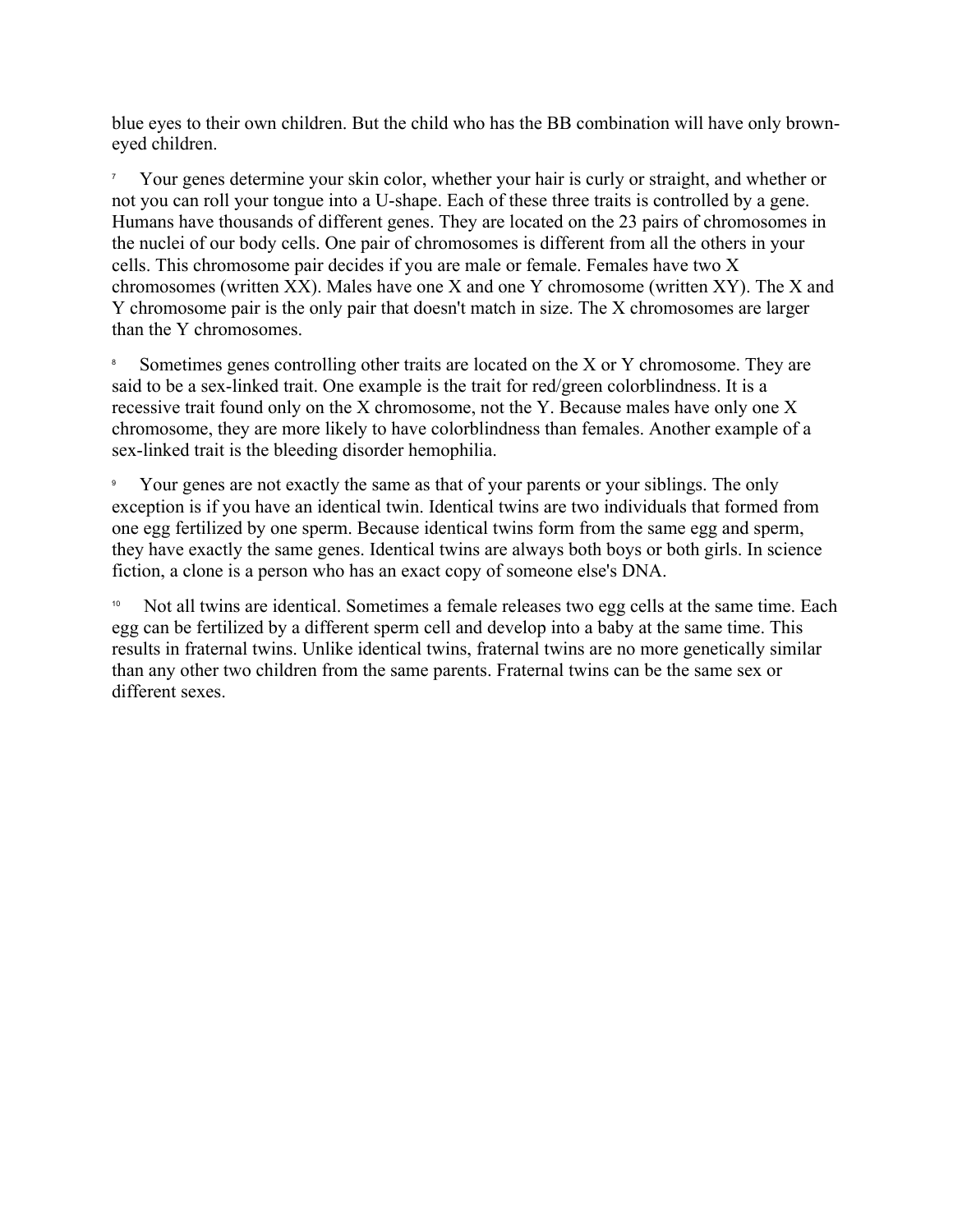blue eyes to their own children. But the child who has the BB combination will have only brown-eyed children.

7 Your genes determine your skin color, whether your hair is curly or straight, and whether or not you can roll your tongue into a U-shape. Each of these three traits is controlled by a gene. Humans have thousands of different genes. They are located on the 23 pairs of chromosomes in the nuclei of our body cells. One pair of chromosomes is different from all the others in your cells. This chromosome pair decides if you are male or female. Females have two X chromosomes (written XX). Males have one X and one Y chromosome (written XY). The X and Y chromosome pair is the only pair that doesn't match in size. The X chromosomes are larger than the Y chromosomes.

8 Sometimes genes controlling other traits are located on the X or Y chromosome. They are said to be a sex-linked trait. One example is the trait for red/green colorblindness. It is a recessive trait found only on the X chromosome, not the Y. Because males have only one X chromosome, they are more likely to have colorblindness than females. Another example of a sex-linked trait is the bleeding disorder hemophilia.

9 Your genes are not exactly the same as that of your parents or your siblings. The only exception is if you have an identical twin. Identical twins are two individuals that formed from one egg fertilized by one sperm. Because identical twins form from the same egg and sperm, they have exactly the same genes. Identical twins are always both boys or both girls. In science fiction, a clone is a person who has an exact copy of someone else's DNA.

10 Not all twins are identical. Sometimes a female releases two egg cells at the same time. Each egg can be fertilized by a different sperm cell and develop into a baby at the same time. This results in fraternal twins. Unlike identical twins, fraternal twins are no more genetically similar than any other two children from the same parents. Fraternal twins can be the same sex or different sexes.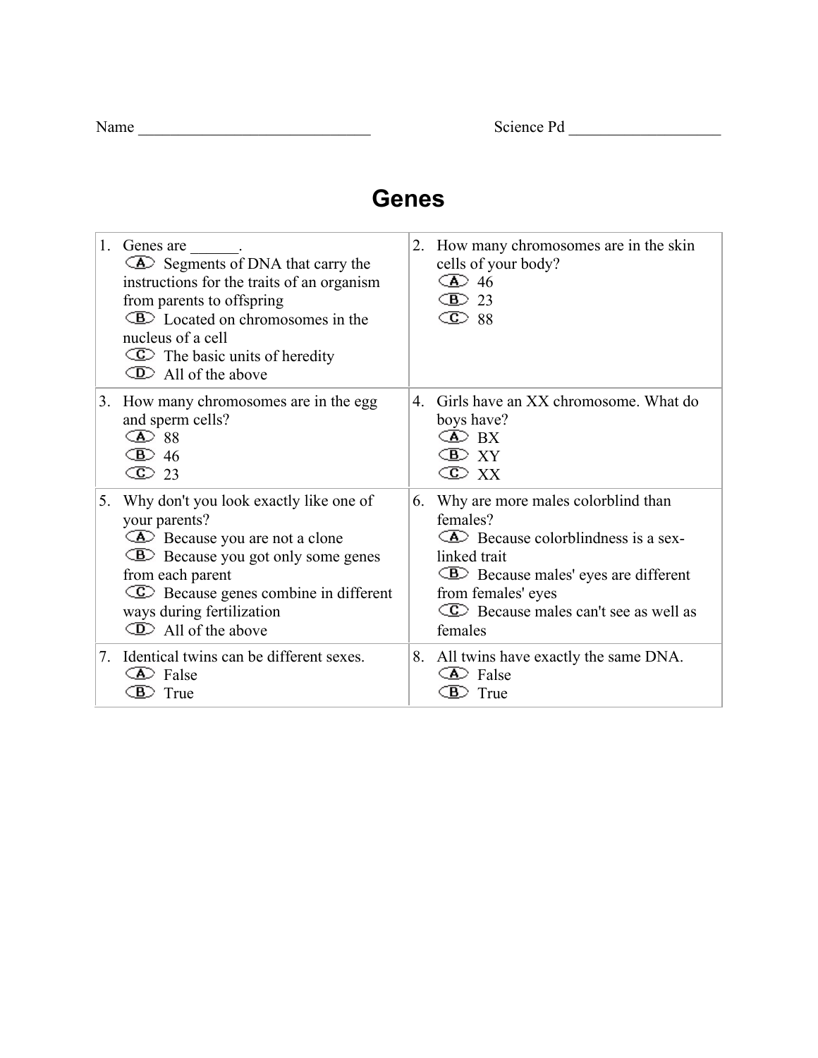Name ____________________________ Science Pd __________________

# Genes

1. Genes are ______.
   - (A) Segments of DNA that carry the instructions for the traits of an organism from parents to offspring
   - (B) Located on chromosomes in the nucleus of a cell
   - (C) The basic units of heredity
   - (D) All of the above

2. How many chromosomes are in the skin cells of your body?
   - (A) 46
   - (B) 23
   - (C) 88

3. How many chromosomes are in the egg and sperm cells?
   - (A) 88
   - (B) 46
   - (C) 23

4. Girls have an XX chromosome. What do boys have?
   - (A) BX
   - (B) XY
   - (C) XX

5. Why don't you look exactly like one of your parents?
   - (A) Because you are not a clone
   - (B) Because you got only some genes from each parent
   - (C) Because genes combine in different ways during fertilization
   - (D) All of the above

6. Why are more males colorblind than females?
   - (A) Because colorblindness is a sex-linked trait
   - (B) Because males' eyes are different from females' eyes
   - (C) Because males can't see as well as females

7. Identical twins can be different sexes.
   - (A) False
   - (B) True

8. All twins have exactly the same DNA.
   - (A) False
   - (B) True